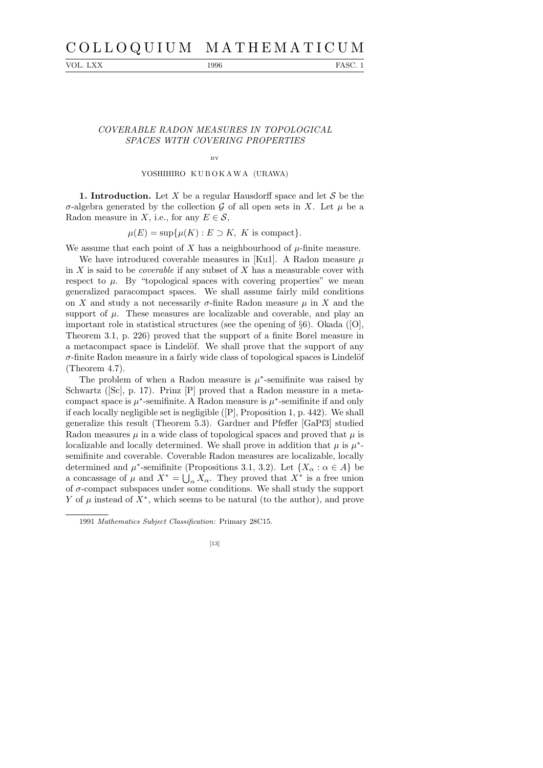# COVERABLE RADON MEASURES IN TOPOLOGICAL SPACES WITH COVERING PROPERTIES

BY

YOSHIHIRO KUBOKAWA (URAWA)

**1. Introduction.** Let $X$ be a regular Hausdorff space and let $\mathcal{S}$ be the $\sigma$-algebra generated by the collection $\mathcal{G}$ of all open sets in $X$. Let $\mu$ be a Radon measure in $X$, i.e., for any $E \in \mathcal{S}$,

$$\mu(E) = \sup\{\mu(K) : E \supset K,\ K \text{ is compact}\}.$$

We assume that each point of $X$ has a neighbourhood of $\mu$-finite measure.

We have introduced coverable measures in [Ku1]. A Radon measure $\mu$ in $X$ is said to be *coverable* if any subset of $X$ has a measurable cover with respect to $\mu$. By "topological spaces with covering properties" we mean generalized paracompact spaces. We shall assume fairly mild conditions on $X$ and study a not necessarily $\sigma$-finite Radon measure $\mu$ in $X$ and the support of $\mu$. These measures are localizable and coverable, and play an important role in statistical structures (see the opening of §6). Okada ([O], Theorem 3.1, p. 226) proved that the support of a finite Borel measure in a metacompact space is Lindelöf. We shall prove that the support of any $\sigma$-finite Radon measure in a fairly wide class of topological spaces is Lindelöf (Theorem 4.7).

The problem of when a Radon measure is $\mu^*$-semifinite was raised by Schwartz ([Sc], p. 17). Prinz [P] proved that a Radon measure in a metacompact space is $\mu^*$-semifinite. A Radon measure is $\mu^*$-semifinite if and only if each locally negligible set is negligible ([P], Proposition 1, p. 442). We shall generalize this result (Theorem 5.3). Gardner and Pfeffer [GaPf3] studied Radon measures $\mu$ in a wide class of topological spaces and proved that $\mu$ is localizable and locally determined. We shall prove in addition that $\mu$ is $\mu^*$-semifinite and coverable. Coverable Radon measures are localizable, locally determined and $\mu^*$-semifinite (Propositions 3.1, 3.2). Let $\{X_\alpha : \alpha \in A\}$ be a concassage of $\mu$ and $X^* = \bigcup_\alpha X_\alpha$. They proved that $X^*$ is a free union of $\sigma$-compact subspaces under some conditions. We shall study the support $Y$ of $\mu$ instead of $X^*$, which seems to be natural (to the author), and prove

1991 *Mathematics Subject Classification*: Primary 28C15.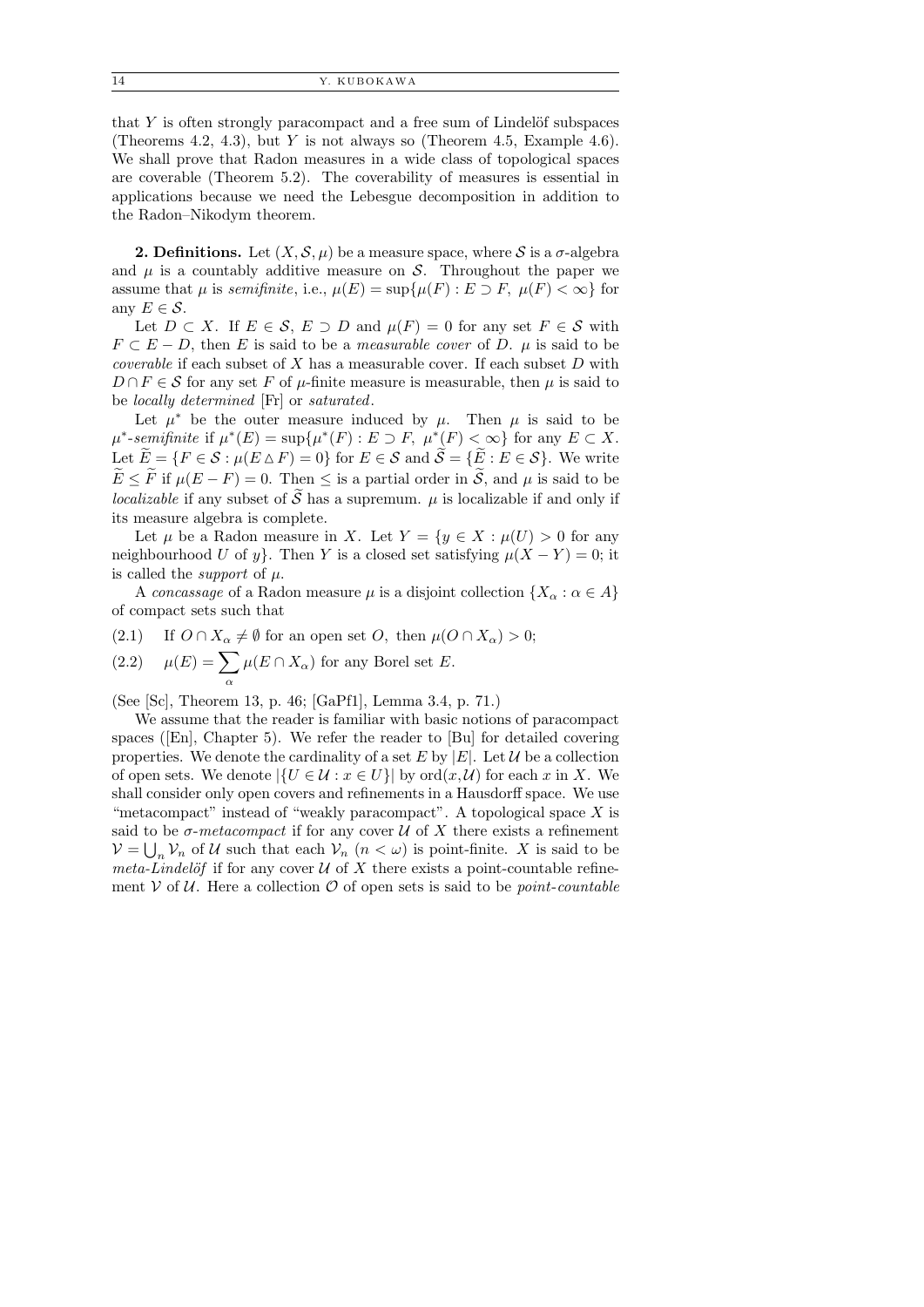that $Y$ is often strongly paracompact and a free sum of Lindelöf subspaces (Theorems 4.2, 4.3), but $Y$ is not always so (Theorem 4.5, Example 4.6). We shall prove that Radon measures in a wide class of topological spaces are coverable (Theorem 5.2). The coverability of measures is essential in applications because we need the Lebesgue decomposition in addition to the Radon–Nikodym theorem.

**2. Definitions.** Let $(X, \mathcal{S}, \mu)$ be a measure space, where $\mathcal{S}$ is a $\sigma$-algebra and $\mu$ is a countably additive measure on $\mathcal{S}$. Throughout the paper we assume that $\mu$ is *semifinite*, i.e., $\mu(E) = \sup\{\mu(F) : E \supset F,\ \mu(F) < \infty\}$ for any $E \in \mathcal{S}$.

Let $D \subset X$. If $E \in \mathcal{S}$, $E \supset D$ and $\mu(F) = 0$ for any set $F \in \mathcal{S}$ with $F \subset E - D$, then $E$ is said to be a *measurable cover* of $D$. $\mu$ is said to be *coverable* if each subset of $X$ has a measurable cover. If each subset $D$ with $D \cap F \in \mathcal{S}$ for any set $F$ of $\mu$-finite measure is measurable, then $\mu$ is said to be *locally determined* [Fr] or *saturated*.

Let $\mu^*$ be the outer measure induced by $\mu$. Then $\mu$ is said to be $\mu^*$-*semifinite* if $\mu^*(E) = \sup\{\mu^*(F) : E \supset F,\ \mu^*(F) < \infty\}$ for any $E \subset X$. Let $\widetilde{E} = \{F \in \mathcal{S} : \mu(E \triangle F) = 0\}$ for $E \in \mathcal{S}$ and $\widetilde{\mathcal{S}} = \{\widetilde{E} : E \in \mathcal{S}\}$. We write $\widetilde{E} \le \widetilde{F}$ if $\mu(E - F) = 0$. Then $\le$ is a partial order in $\widetilde{\mathcal{S}}$, and $\mu$ is said to be *localizable* if any subset of $\widetilde{\mathcal{S}}$ has a supremum. $\mu$ is localizable if and only if its measure algebra is complete.

Let $\mu$ be a Radon measure in $X$. Let $Y = \{y \in X : \mu(U) > 0$ for any neighbourhood $U$ of $y\}$. Then $Y$ is a closed set satisfying $\mu(X - Y) = 0$; it is called the *support* of $\mu$.

A *concassage* of a Radon measure $\mu$ is a disjoint collection $\{X_\alpha : \alpha \in A\}$ of compact sets such that

(2.1) If $O \cap X_\alpha \neq \emptyset$ for an open set $O$, then $\mu(O \cap X_\alpha) > 0$;

(2.2) $\mu(E) = \sum_\alpha \mu(E \cap X_\alpha)$ for any Borel set $E$.

(See [Sc], Theorem 13, p. 46; [GaPf1], Lemma 3.4, p. 71.)

We assume that the reader is familiar with basic notions of paracompact spaces ([En], Chapter 5). We refer the reader to [Bu] for detailed covering properties. We denote the cardinality of a set $E$ by $|E|$. Let $\mathcal{U}$ be a collection of open sets. We denote $|\{U \in \mathcal{U} : x \in U\}|$ by $\mathrm{ord}(x, \mathcal{U})$ for each $x$ in $X$. We shall consider only open covers and refinements in a Hausdorff space. We use "metacompact" instead of "weakly paracompact". A topological space $X$ is said to be $\sigma$-*metacompact* if for any cover $\mathcal{U}$ of $X$ there exists a refinement $\mathcal{V} = \bigcup_n \mathcal{V}_n$ of $\mathcal{U}$ such that each $\mathcal{V}_n$ $(n < \omega)$ is point-finite. $X$ is said to be *meta-Lindelöf* if for any cover $\mathcal{U}$ of $X$ there exists a point-countable refinement $\mathcal{V}$ of $\mathcal{U}$. Here a collection $\mathcal{O}$ of open sets is said to be *point-countable*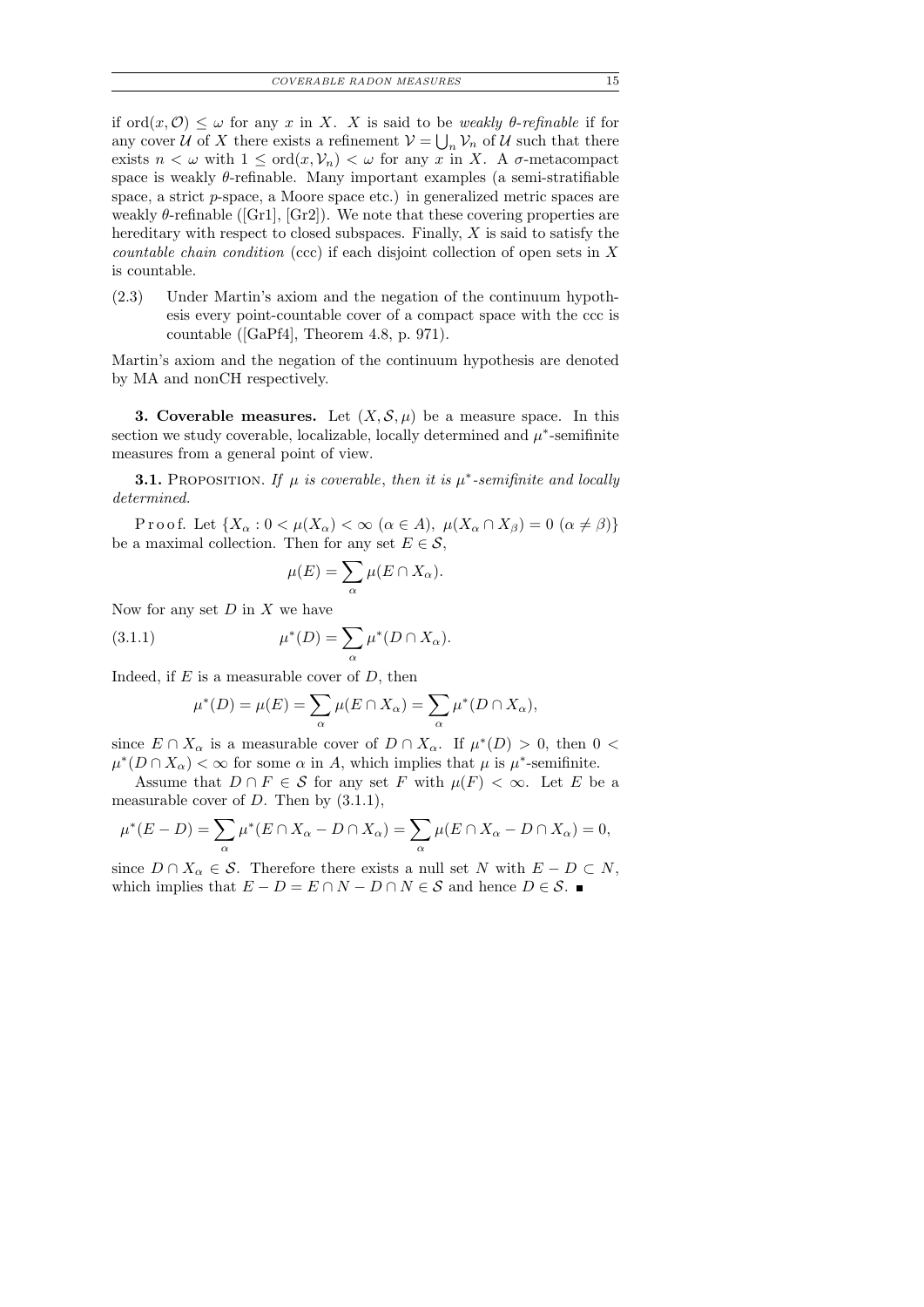if $\mathrm{ord}(x, \mathcal{O}) \le \omega$ for any $x$ in $X$. $X$ is said to be *weakly $\theta$-refinable* if for any cover $\mathcal{U}$ of $X$ there exists a refinement $\mathcal{V} = \bigcup_n \mathcal{V}_n$ of $\mathcal{U}$ such that there exists $n < \omega$ with $1 \le \mathrm{ord}(x, \mathcal{V}_n) < \omega$ for any $x$ in $X$. A $\sigma$-metacompact space is weakly $\theta$-refinable. Many important examples (a semi-stratifiable space, a strict $p$-space, a Moore space etc.) in generalized metric spaces are weakly $\theta$-refinable ([Gr1], [Gr2]). We note that these covering properties are hereditary with respect to closed subspaces. Finally, $X$ is said to satisfy the *countable chain condition* (ccc) if each disjoint collection of open sets in $X$ is countable.

(2.3) Under Martin's axiom and the negation of the continuum hypothesis every point-countable cover of a compact space with the ccc is countable ([GaPf4], Theorem 4.8, p. 971).

Martin's axiom and the negation of the continuum hypothesis are denoted by MA and nonCH respectively.

**3. Coverable measures.** Let $(X, \mathcal{S}, \mu)$ be a measure space. In this section we study coverable, localizable, locally determined and $\mu^*$-semifinite measures from a general point of view.

**3.1.** Proposition. *If $\mu$ is coverable, then it is $\mu^*$-semifinite and locally determined.*

Proof. Let $\{X_\alpha : 0 < \mu(X_\alpha) < \infty \ (\alpha \in A),\ \mu(X_\alpha \cap X_\beta) = 0 \ (\alpha \ne \beta)\}$ be a maximal collection. Then for any set $E \in \mathcal{S}$,

$$\mu(E) = \sum_\alpha \mu(E \cap X_\alpha).$$

Now for any set $D$ in $X$ we have

$$\mu^*(D) = \sum_\alpha \mu^*(D \cap X_\alpha). \tag{3.1.1}$$

Indeed, if $E$ is a measurable cover of $D$, then

$$\mu^*(D) = \mu(E) = \sum_\alpha \mu(E \cap X_\alpha) = \sum_\alpha \mu^*(D \cap X_\alpha),$$

since $E \cap X_\alpha$ is a measurable cover of $D \cap X_\alpha$. If $\mu^*(D) > 0$, then $0 < \mu^*(D \cap X_\alpha) < \infty$ for some $\alpha$ in $A$, which implies that $\mu$ is $\mu^*$-semifinite.

Assume that $D \cap F \in \mathcal{S}$ for any set $F$ with $\mu(F) < \infty$. Let $E$ be a measurable cover of $D$. Then by (3.1.1),

$$\mu^*(E - D) = \sum_\alpha \mu^*(E \cap X_\alpha - D \cap X_\alpha) = \sum_\alpha \mu(E \cap X_\alpha - D \cap X_\alpha) = 0,$$

since $D \cap X_\alpha \in \mathcal{S}$. Therefore there exists a null set $N$ with $E - D \subset N$, which implies that $E - D = E \cap N - D \cap N \in \mathcal{S}$ and hence $D \in \mathcal{S}$. ■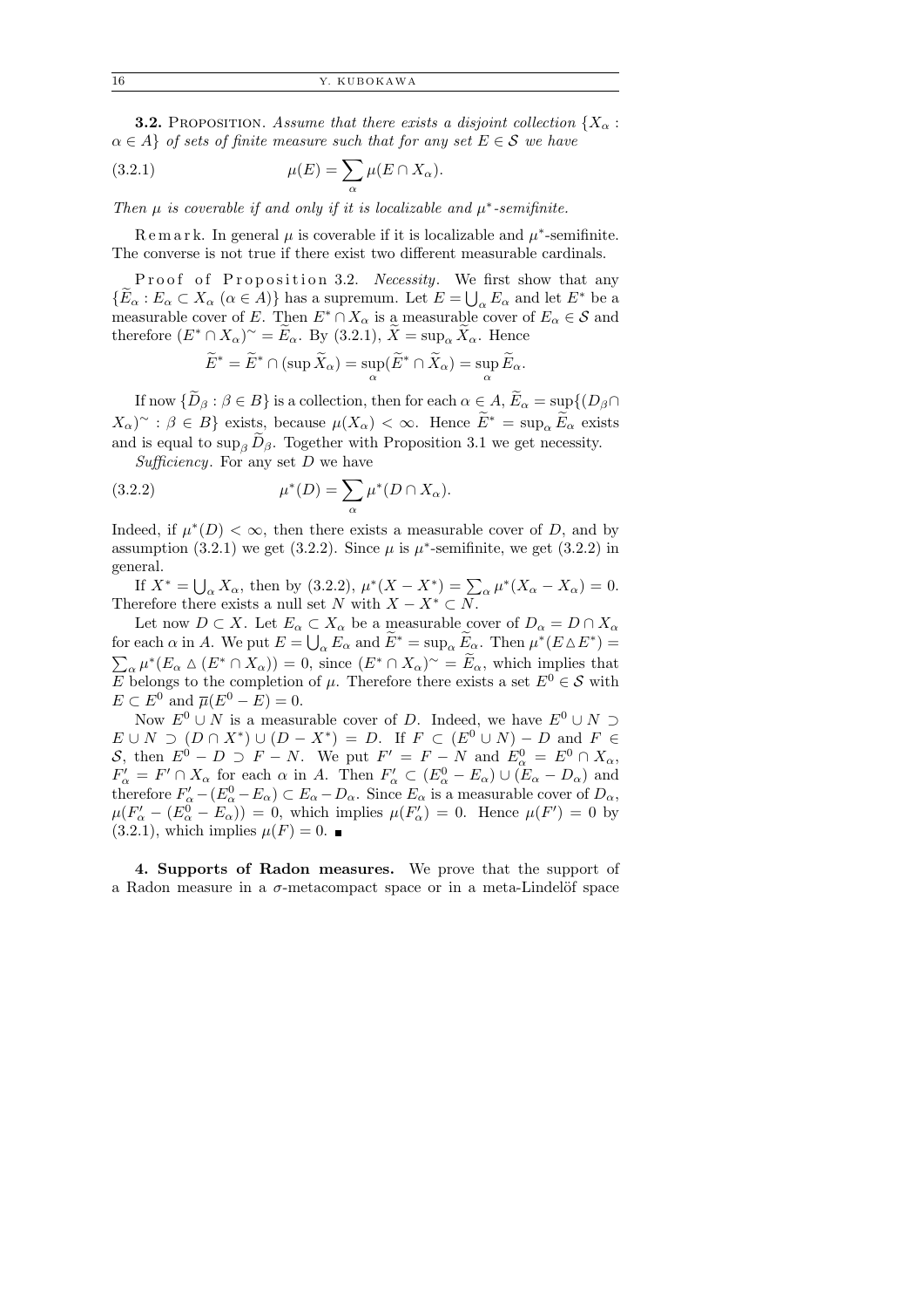**3.2.** Proposition. *Assume that there exists a disjoint collection $\{X_\alpha : \alpha \in A\}$ of sets of finite measure such that for any set $E \in \mathcal{S}$ we have*

$$\mu(E) = \sum_\alpha \mu(E \cap X_\alpha). \tag{3.2.1}$$

*Then $\mu$ is coverable if and only if it is localizable and $\mu^*$-semifinite.*

Remark. In general $\mu$ is coverable if it is localizable and $\mu^*$-semifinite. The converse is not true if there exist two different measurable cardinals.

Proof of Proposition 3.2. *Necessity.* We first show that any $\{\widetilde{E}_\alpha : E_\alpha \subset X_\alpha \ (\alpha \in A)\}$ has a supremum. Let $E = \bigcup_\alpha E_\alpha$ and let $E^*$ be a measurable cover of $E$. Then $E^* \cap X_\alpha$ is a measurable cover of $E_\alpha \in \mathcal{S}$ and therefore $(E^* \cap X_\alpha)^\sim = \widetilde{E}_\alpha$. By (3.2.1), $\widetilde{X} = \sup_\alpha \widetilde{X}_\alpha$. Hence

$$\widetilde{E}^* = \widetilde{E}^* \cap (\sup \widetilde{X}_\alpha) = \sup_\alpha (\widetilde{E}^* \cap \widetilde{X}_\alpha) = \sup_\alpha \widetilde{E}_\alpha.$$

If now $\{\widetilde{D}_\beta : \beta \in B\}$ is a collection, then for each $\alpha \in A$, $\widetilde{E}_\alpha = \sup\{(D_\beta \cap X_\alpha)^\sim : \beta \in B\}$ exists, because $\mu(X_\alpha) < \infty$. Hence $\widetilde{E}^* = \sup_\alpha \widetilde{E}_\alpha$ exists and is equal to $\sup_\beta \widetilde{D}_\beta$. Together with Proposition 3.1 we get necessity.

*Sufficiency.* For any set $D$ we have

$$\mu^*(D) = \sum_\alpha \mu^*(D \cap X_\alpha). \tag{3.2.2}$$

Indeed, if $\mu^*(D) < \infty$, then there exists a measurable cover of $D$, and by assumption (3.2.1) we get (3.2.2). Since $\mu$ is $\mu^*$-semifinite, we get (3.2.2) in general.

If $X^* = \bigcup_\alpha X_\alpha$, then by (3.2.2), $\mu^*(X - X^*) = \sum_\alpha \mu^*(X_\alpha - X_\alpha) = 0$. Therefore there exists a null set $N$ with $X - X^* \subset N$.

Let now $D \subset X$. Let $E_\alpha \subset X_\alpha$ be a measurable cover of $D_\alpha = D \cap X_\alpha$ for each $\alpha$ in $A$. We put $E = \bigcup_\alpha E_\alpha$ and $\widetilde{E}^* = \sup_\alpha \widetilde{E}_\alpha$. Then $\mu^*(E \triangle E^*) = \sum_\alpha \mu^*(E_\alpha \triangle (E^* \cap X_\alpha)) = 0$, since $(E^* \cap X_\alpha)^\sim = \widetilde{E}_\alpha$, which implies that $E$ belongs to the completion of $\mu$. Therefore there exists a set $E^0 \in \mathcal{S}$ with $E \subset E^0$ and $\overline{\mu}(E^0 - E) = 0$.

Now $E^0 \cup N$ is a measurable cover of $D$. Indeed, we have $E^0 \cup N \supset E \cup N \supset (D \cap X^*) \cup (D - X^*) = D$. If $F \subset (E^0 \cup N) - D$ and $F \in \mathcal{S}$, then $E^0 - D \supset F - N$. We put $F' = F - N$ and $E^0_\alpha = E^0 \cap X_\alpha$, $F'_\alpha = F' \cap X_\alpha$ for each $\alpha$ in $A$. Then $F'_\alpha \subset (E^0_\alpha - E_\alpha) \cup (E_\alpha - D_\alpha)$ and therefore $F'_\alpha - (E^0_\alpha - E_\alpha) \subset E_\alpha - D_\alpha$. Since $E_\alpha$ is a measurable cover of $D_\alpha$, $\mu(F'_\alpha - (E^0_\alpha - E_\alpha)) = 0$, which implies $\mu(F'_\alpha) = 0$. Hence $\mu(F') = 0$ by (3.2.1), which implies $\mu(F) = 0$. ∎

## 4. Supports of Radon measures.

We prove that the support of a Radon measure in a $\sigma$-metacompact space or in a meta-Lindelöf space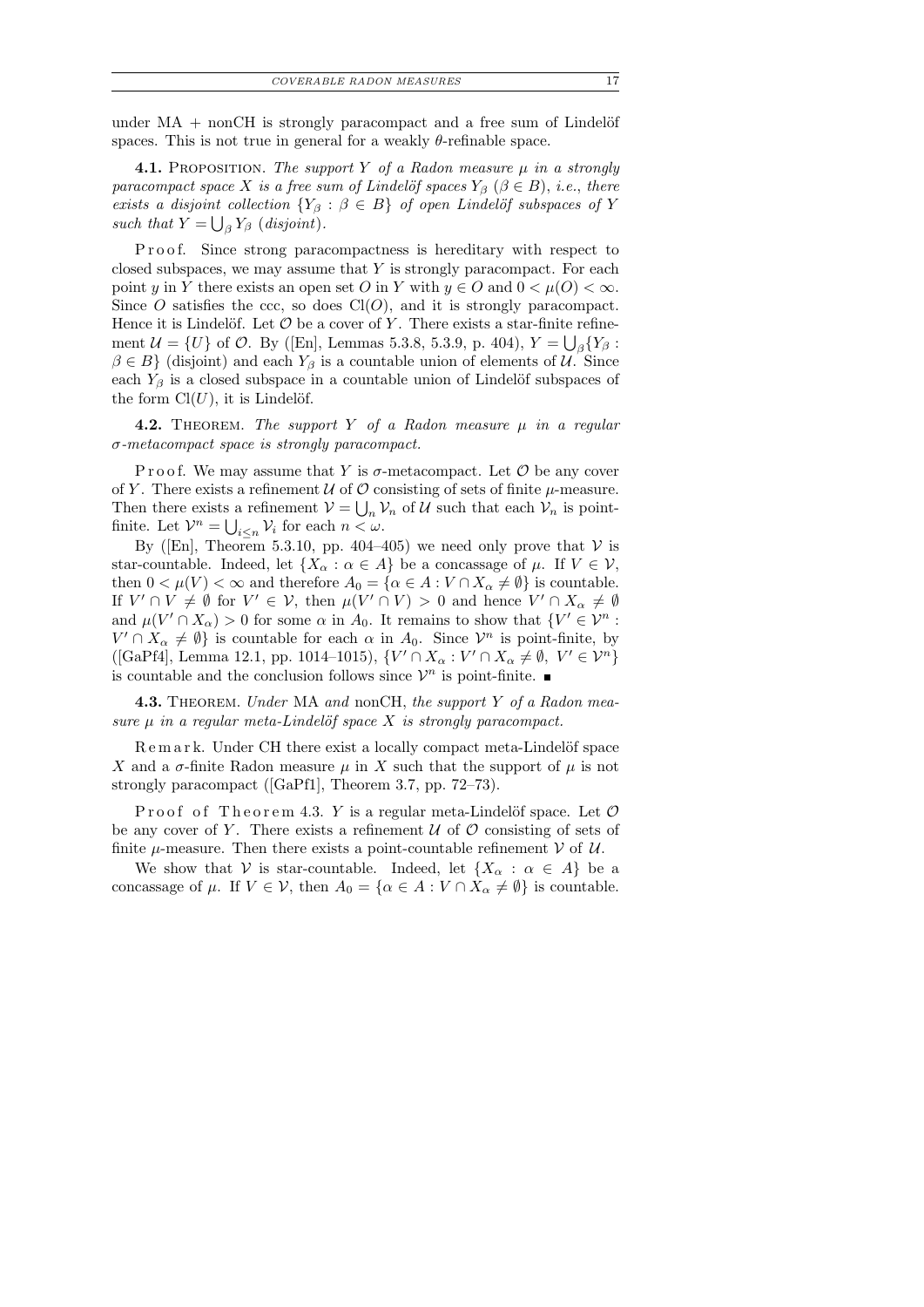under MA + nonCH is strongly paracompact and a free sum of Lindelöf spaces. This is not true in general for a weakly $\theta$-refinable space.

**4.1.** Proposition. *The support $Y$ of a Radon measure $\mu$ in a strongly paracompact space $X$ is a free sum of Lindelöf spaces $Y_\beta$ ($\beta \in B$), i.e., there exists a disjoint collection $\{Y_\beta : \beta \in B\}$ of open Lindelöf subspaces of $Y$ such that $Y = \bigcup_\beta Y_\beta$ (disjoint).*

Proof. Since strong paracompactness is hereditary with respect to closed subspaces, we may assume that $Y$ is strongly paracompact. For each point $y$ in $Y$ there exists an open set $O$ in $Y$ with $y \in O$ and $0 < \mu(O) < \infty$. Since $O$ satisfies the ccc, so does $\mathrm{Cl}(O)$, and it is strongly paracompact. Hence it is Lindelöf. Let $\mathcal{O}$ be a cover of $Y$. There exists a star-finite refinement $\mathcal{U} = \{U\}$ of $\mathcal{O}$. By ([En], Lemmas 5.3.8, 5.3.9, p. 404), $Y = \bigcup_\beta \{Y_\beta : \beta \in B\}$ (disjoint) and each $Y_\beta$ is a countable union of elements of $\mathcal{U}$. Since each $Y_\beta$ is a closed subspace in a countable union of Lindelöf subspaces of the form $\mathrm{Cl}(U)$, it is Lindelöf.

**4.2.** Theorem. *The support $Y$ of a Radon measure $\mu$ in a regular $\sigma$-metacompact space is strongly paracompact.*

Proof. We may assume that $Y$ is $\sigma$-metacompact. Let $\mathcal{O}$ be any cover of $Y$. There exists a refinement $\mathcal{U}$ of $\mathcal{O}$ consisting of sets of finite $\mu$-measure. Then there exists a refinement $\mathcal{V} = \bigcup_n \mathcal{V}_n$ of $\mathcal{U}$ such that each $\mathcal{V}_n$ is point-finite. Let $\mathcal{V}^n = \bigcup_{i \le n} \mathcal{V}_i$ for each $n < \omega$.

By ([En], Theorem 5.3.10, pp. 404–405) we need only prove that $\mathcal{V}$ is star-countable. Indeed, let $\{X_\alpha : \alpha \in A\}$ be a concassage of $\mu$. If $V \in \mathcal{V}$, then $0 < \mu(V) < \infty$ and therefore $A_0 = \{\alpha \in A : V \cap X_\alpha \neq \emptyset\}$ is countable. If $V' \cap V \neq \emptyset$ for $V' \in \mathcal{V}$, then $\mu(V' \cap V) > 0$ and hence $V' \cap X_\alpha \neq \emptyset$ and $\mu(V' \cap X_\alpha) > 0$ for some $\alpha$ in $A_0$. It remains to show that $\{V' \in \mathcal{V}^n : V' \cap X_\alpha \neq \emptyset\}$ is countable for each $\alpha$ in $A_0$. Since $\mathcal{V}^n$ is point-finite, by ([GaPf4], Lemma 12.1, pp. 1014–1015), $\{V' \cap X_\alpha : V' \cap X_\alpha \neq \emptyset,\ V' \in \mathcal{V}^n\}$ is countable and the conclusion follows since $\mathcal{V}^n$ is point-finite. ∎

**4.3.** Theorem. *Under* MA *and* nonCH, *the support $Y$ of a Radon measure $\mu$ in a regular meta-Lindelöf space $X$ is strongly paracompact.*

Remark. Under CH there exist a locally compact meta-Lindelöf space $X$ and a $\sigma$-finite Radon measure $\mu$ in $X$ such that the support of $\mu$ is not strongly paracompact ([GaPf1], Theorem 3.7, pp. 72–73).

Proof of Theorem 4.3. $Y$ is a regular meta-Lindelöf space. Let $\mathcal{O}$ be any cover of $Y$. There exists a refinement $\mathcal{U}$ of $\mathcal{O}$ consisting of sets of finite $\mu$-measure. Then there exists a point-countable refinement $\mathcal{V}$ of $\mathcal{U}$.

We show that $\mathcal{V}$ is star-countable. Indeed, let $\{X_\alpha : \alpha \in A\}$ be a concassage of $\mu$. If $V \in \mathcal{V}$, then $A_0 = \{\alpha \in A : V \cap X_\alpha \neq \emptyset\}$ is countable.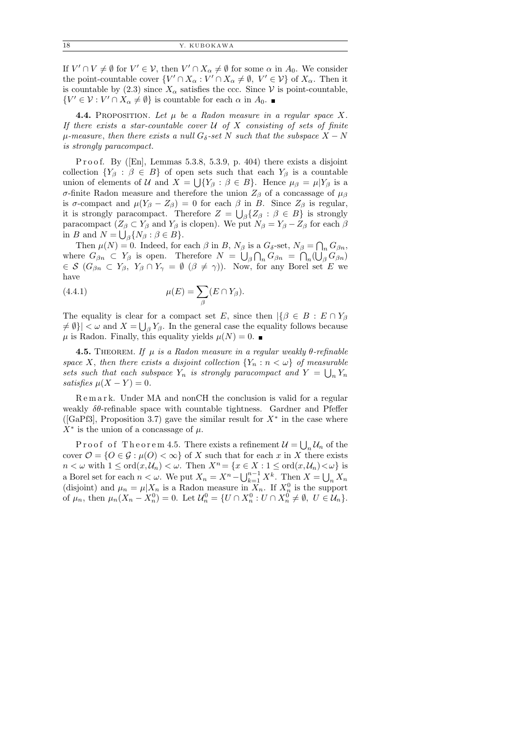If $V' \cap V \neq \emptyset$ for $V' \in \mathcal{V}$, then $V' \cap X_\alpha \neq \emptyset$ for some $\alpha$ in $A_0$. We consider the point-countable cover $\{V' \cap X_\alpha : V' \cap X_\alpha \neq \emptyset,\ V' \in \mathcal{V}\}$ of $X_\alpha$. Then it is countable by (2.3) since $X_\alpha$ satisfies the ccc. Since $\mathcal{V}$ is point-countable, $\{V' \in \mathcal{V} : V' \cap X_\alpha \neq \emptyset\}$ is countable for each $\alpha$ in $A_0$. ∎

**4.4.** Proposition. *Let $\mu$ be a Radon measure in a regular space $X$. If there exists a star-countable cover $\mathcal{U}$ of $X$ consisting of sets of finite $\mu$-measure, then there exists a null $G_\delta$-set $N$ such that the subspace $X - N$ is strongly paracompact.*

Proof. By ([En], Lemmas 5.3.8, 5.3.9, p. 404) there exists a disjoint collection $\{Y_\beta : \beta \in B\}$ of open sets such that each $Y_\beta$ is a countable union of elements of $\mathcal{U}$ and $X = \bigcup\{Y_\beta : \beta \in B\}$. Hence $\mu_\beta = \mu|Y_\beta$ is a $\sigma$-finite Radon measure and therefore the union $Z_\beta$ of a concassage of $\mu_\beta$ is $\sigma$-compact and $\mu(Y_\beta - Z_\beta) = 0$ for each $\beta$ in $B$. Since $Z_\beta$ is regular, it is strongly paracompact. Therefore $Z = \bigcup_\beta \{Z_\beta : \beta \in B\}$ is strongly paracompact ($Z_\beta \subset Y_\beta$ and $Y_\beta$ is clopen). We put $N_\beta = Y_\beta - Z_\beta$ for each $\beta$ in $B$ and $N = \bigcup_\beta \{N_\beta : \beta \in B\}$.

Then $\mu(N) = 0$. Indeed, for each $\beta$ in $B$, $N_\beta$ is a $G_\delta$-set, $N_\beta = \bigcap_n G_{\beta n}$, where $G_{\beta n} \subset Y_\beta$ is open. Therefore $N = \bigcup_\beta \bigcap_n G_{\beta n} = \bigcap_n (\bigcup_\beta G_{\beta n}) \in \mathcal{S}$ ($G_{\beta n} \subset Y_\beta$, $Y_\beta \cap Y_\gamma = \emptyset$ ($\beta \neq \gamma$)). Now, for any Borel set $E$ we have

$$\mu(E) = \sum_\beta (E \cap Y_\beta). \tag{4.4.1}$$

The equality is clear for a compact set $E$, since then $|\{\beta \in B : E \cap Y_\beta \neq \emptyset\}| < \omega$ and $X = \bigcup_\beta Y_\beta$. In the general case the equality follows because $\mu$ is Radon. Finally, this equality yields $\mu(N) = 0$. ∎

**4.5.** Theorem. *If $\mu$ is a Radon measure in a regular weakly $\theta$-refinable space $X$, then there exists a disjoint collection $\{Y_n : n < \omega\}$ of measurable sets such that each subspace $Y_n$ is strongly paracompact and $Y = \bigcup_n Y_n$ satisfies $\mu(X - Y) = 0$.*

Remark. Under MA and nonCH the conclusion is valid for a regular weakly $\delta\theta$-refinable space with countable tightness. Gardner and Pfeffer ([GaPf3], Proposition 3.7) gave the similar result for $X^*$ in the case where $X^*$ is the union of a concassage of $\mu$.

Proof of Theorem 4.5. There exists a refinement $\mathcal{U} = \bigcup_n \mathcal{U}_n$ of the cover $\mathcal{O} = \{O \in \mathcal{G} : \mu(O) < \infty\}$ of $X$ such that for each $x$ in $X$ there exists $n < \omega$ with $1 \leq \mathrm{ord}(x, \mathcal{U}_n) < \omega$. Then $X^n = \{x \in X : 1 \leq \mathrm{ord}(x, \mathcal{U}_n) < \omega\}$ is a Borel set for each $n < \omega$. We put $X_n = X^n - \bigcup_{k=1}^{n-1} X^k$. Then $X = \bigcup_n X_n$ (disjoint) and $\mu_n = \mu|X_n$ is a Radon measure in $X_n$. If $X_n^0$ is the support of $\mu_n$, then $\mu_n(X_n - X_n^0) = 0$. Let $\mathcal{U}_n^0 = \{U \cap X_n^0 : U \cap X_n^0 \neq \emptyset,\ U \in \mathcal{U}_n\}$.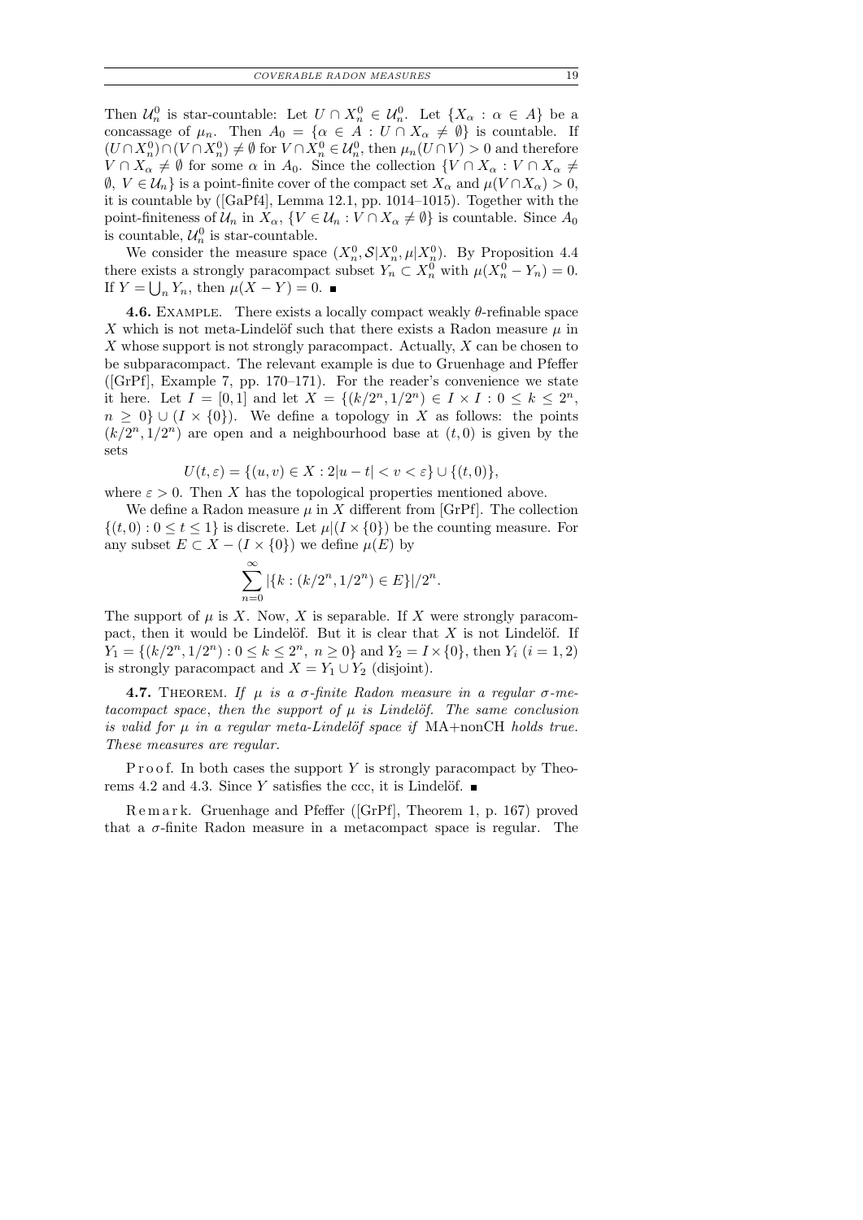Then $\mathcal{U}_n^0$ is star-countable: Let $U \cap X_n^0 \in \mathcal{U}_n^0$. Let $\{X_\alpha : \alpha \in A\}$ be a concassage of $\mu_n$. Then $A_0 = \{\alpha \in A : U \cap X_\alpha \neq \emptyset\}$ is countable. If $(U \cap X_n^0) \cap (V \cap X_n^0) \neq \emptyset$ for $V \cap X_n^0 \in \mathcal{U}_n^0$, then $\mu_n(U \cap V) > 0$ and therefore $V \cap X_\alpha \neq \emptyset$ for some $\alpha$ in $A_0$. Since the collection $\{V \cap X_\alpha : V \cap X_\alpha \neq \emptyset,\ V \in \mathcal{U}_n\}$ is a point-finite cover of the compact set $X_\alpha$ and $\mu(V \cap X_\alpha) > 0$, it is countable by ([GaPf4], Lemma 12.1, pp. 1014–1015). Together with the point-finiteness of $\mathcal{U}_n$ in $X_\alpha$, $\{V \in \mathcal{U}_n : V \cap X_\alpha \neq \emptyset\}$ is countable. Since $A_0$ is countable, $\mathcal{U}_n^0$ is star-countable.

We consider the measure space $(X_n^0, \mathcal{S}|X_n^0, \mu|X_n^0)$. By Proposition 4.4 there exists a strongly paracompact subset $Y_n \subset X_n^0$ with $\mu(X_n^0 - Y_n) = 0$. If $Y = \bigcup_n Y_n$, then $\mu(X - Y) = 0$. ∎

**4.6.** Example. There exists a locally compact weakly $\theta$-refinable space $X$ which is not meta-Lindelöf such that there exists a Radon measure $\mu$ in $X$ whose support is not strongly paracompact. Actually, $X$ can be chosen to be subparacompact. The relevant example is due to Gruenhage and Pfeffer ([GrPf], Example 7, pp. 170–171). For the reader's convenience we state it here. Let $I = [0, 1]$ and let $X = \{(k/2^n, 1/2^n) \in I \times I : 0 \leq k \leq 2^n, n \geq 0\} \cup (I \times \{0\})$. We define a topology in $X$ as follows: the points $(k/2^n, 1/2^n)$ are open and a neighbourhood base at $(t, 0)$ is given by the sets

$$U(t, \varepsilon) = \{(u, v) \in X : 2|u - t| < v < \varepsilon\} \cup \{(t, 0)\},$$

where $\varepsilon > 0$. Then $X$ has the topological properties mentioned above.

We define a Radon measure $\mu$ in $X$ different from [GrPf]. The collection $\{(t, 0) : 0 \leq t \leq 1\}$ is discrete. Let $\mu|(I \times \{0\})$ be the counting measure. For any subset $E \subset X - (I \times \{0\})$ we define $\mu(E)$ by

$$\sum_{n=0}^{\infty} |\{k : (k/2^n, 1/2^n) \in E\}|/2^n.$$

The support of $\mu$ is $X$. Now, $X$ is separable. If $X$ were strongly paracompact, then it would be Lindelöf. But it is clear that $X$ is not Lindelöf. If $Y_1 = \{(k/2^n, 1/2^n) : 0 \leq k \leq 2^n,\ n \geq 0\}$ and $Y_2 = I \times \{0\}$, then $Y_i$ $(i = 1, 2)$ is strongly paracompact and $X = Y_1 \cup Y_2$ (disjoint).

**4.7.** Theorem. *If $\mu$ is a $\sigma$-finite Radon measure in a regular $\sigma$-metacompact space, then the support of $\mu$ is Lindelöf. The same conclusion is valid for $\mu$ in a regular meta-Lindelöf space if* MA+nonCH *holds true. These measures are regular.*

Proof. In both cases the support $Y$ is strongly paracompact by Theorems 4.2 and 4.3. Since $Y$ satisfies the ccc, it is Lindelöf. ∎

Remark. Gruenhage and Pfeffer ([GrPf], Theorem 1, p. 167) proved that a $\sigma$-finite Radon measure in a metacompact space is regular. The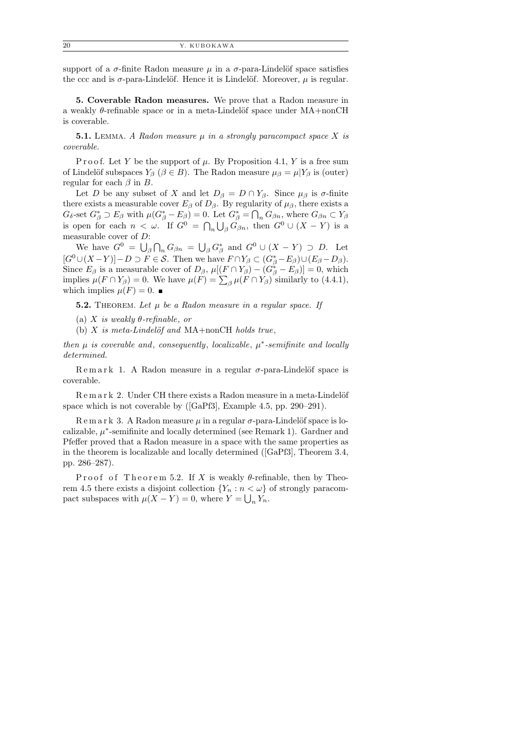support of a $\sigma$-finite Radon measure $\mu$ in a $\sigma$-para-Lindelöf space satisfies the ccc and is $\sigma$-para-Lindelöf. Hence it is Lindelöf. Moreover, $\mu$ is regular.

**5. Coverable Radon measures.** We prove that a Radon measure in a weakly $\theta$-refinable space or in a meta-Lindelöf space under MA+nonCH is coverable.

**5.1.** Lemma. *A Radon measure $\mu$ in a strongly paracompact space $X$ is coverable.*

Proof. Let $Y$ be the support of $\mu$. By Proposition 4.1, $Y$ is a free sum of Lindelöf subspaces $Y_\beta$ ($\beta \in B$). The Radon measure $\mu_\beta = \mu | Y_\beta$ is (outer) regular for each $\beta$ in $B$.

Let $D$ be any subset of $X$ and let $D_\beta = D \cap Y_\beta$. Since $\mu_\beta$ is $\sigma$-finite there exists a measurable cover $E_\beta$ of $D_\beta$. By regularity of $\mu_\beta$, there exists a $G_\delta$-set $G^*_\beta \supset E_\beta$ with $\mu(G^*_\beta - E_\beta) = 0$. Let $G^*_\beta = \bigcap_n G_{\beta n}$, where $G_{\beta n} \subset Y_\beta$ is open for each $n < \omega$. If $G^0 = \bigcap_n \bigcup_\beta G_{\beta n}$, then $G^0 \cup (X - Y)$ is a measurable cover of $D$:

We have $G^0 = \bigcup_\beta \bigcap_n G_{\beta n} = \bigcup_\beta G^*_\beta$ and $G^0 \cup (X - Y) \supset D$. Let $[G^0 \cup (X-Y)] - D \supset F \in \mathcal{S}$. Then we have $F \cap Y_\beta \subset (G^*_\beta - E_\beta) \cup (E_\beta - D_\beta)$. Since $E_\beta$ is a measurable cover of $D_\beta$, $\mu[(F \cap Y_\beta) - (G^*_\beta - E_\beta)] = 0$, which implies $\mu(F \cap Y_\beta) = 0$. We have $\mu(F) = \sum_\beta \mu(F \cap Y_\beta)$ similarly to (4.4.1), which implies $\mu(F) = 0$. ∎

**5.2.** Theorem. *Let $\mu$ be a Radon measure in a regular space. If*

(a) *$X$ is weakly $\theta$-refinable*, *or*

(b) *$X$ is meta-Lindelöf and* MA+nonCH *holds true*,

*then $\mu$ is coverable and*, *consequently*, *localizable*, *$\mu^*$-semifinite and locally determined.*

Remark 1. A Radon measure in a regular $\sigma$-para-Lindelöf space is coverable.

Remark 2. Under CH there exists a Radon measure in a meta-Lindelöf space which is not coverable by ([GaPf3], Example 4.5, pp. 290–291).

Remark 3. A Radon measure $\mu$ in a regular $\sigma$-para-Lindelöf space is localizable, $\mu^*$-semifinite and locally determined (see Remark 1). Gardner and Pfeffer proved that a Radon measure in a space with the same properties as in the theorem is localizable and locally determined ([GaPf3], Theorem 3.4, pp. 286–287).

Proof of Theorem 5.2. If $X$ is weakly $\theta$-refinable, then by Theorem 4.5 there exists a disjoint collection $\{Y_n : n < \omega\}$ of strongly paracompact subspaces with $\mu(X - Y) = 0$, where $Y = \bigcup_n Y_n$.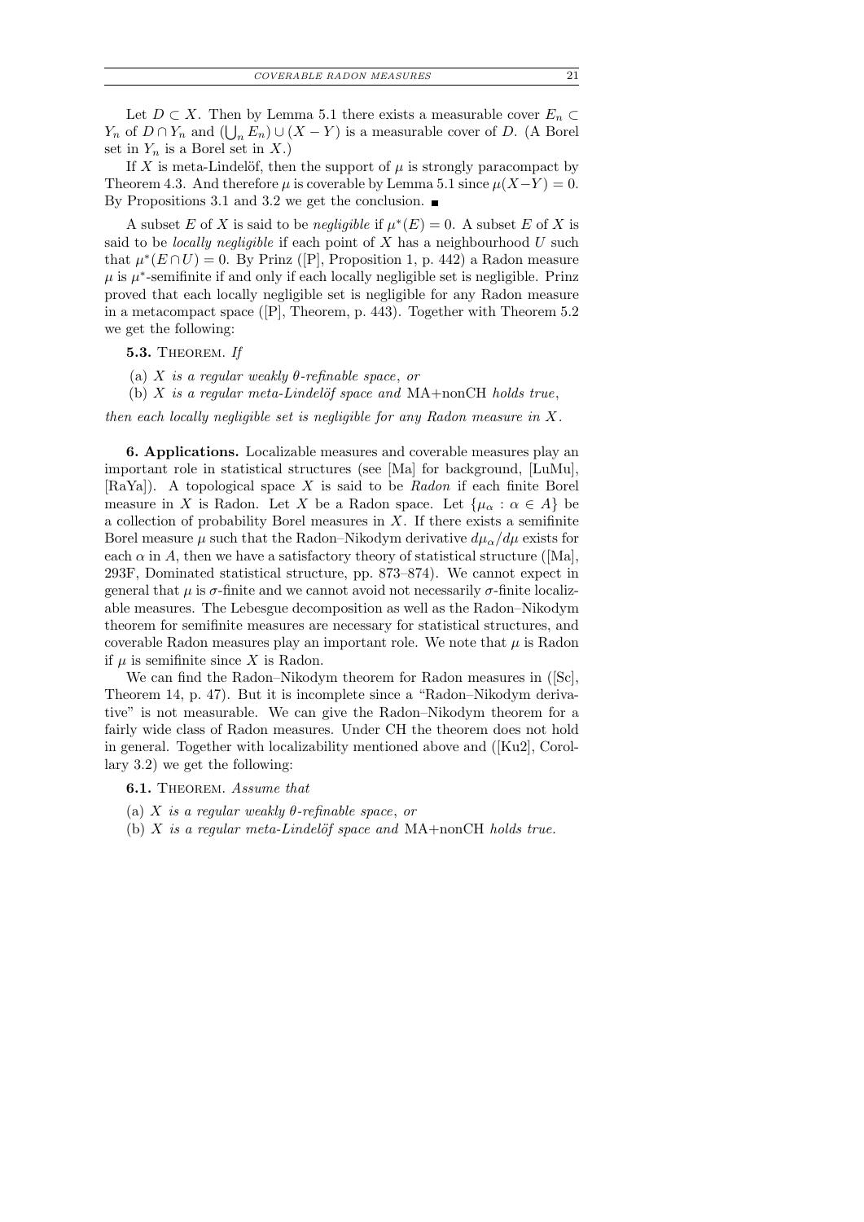Let $D \subset X$. Then by Lemma 5.1 there exists a measurable cover $E_n \subset Y_n$ of $D \cap Y_n$ and $(\bigcup_n E_n) \cup (X - Y)$ is a measurable cover of $D$. (A Borel set in $Y_n$ is a Borel set in $X$.)

If $X$ is meta-Lindelöf, then the support of $\mu$ is strongly paracompact by Theorem 4.3. And therefore $\mu$ is coverable by Lemma 5.1 since $\mu(X - Y) = 0$. By Propositions 3.1 and 3.2 we get the conclusion. ■

A subset $E$ of $X$ is said to be *negligible* if $\mu^*(E) = 0$. A subset $E$ of $X$ is said to be *locally negligible* if each point of $X$ has a neighbourhood $U$ such that $\mu^*(E \cap U) = 0$. By Prinz ([P], Proposition 1, p. 442) a Radon measure $\mu$ is $\mu^*$-semifinite if and only if each locally negligible set is negligible. Prinz proved that each locally negligible set is negligible for any Radon measure in a metacompact space ([P], Theorem, p. 443). Together with Theorem 5.2 we get the following:

**5.3.** Theorem. *If*

(a) *$X$ is a regular weakly $\theta$-refinable space*, *or*

(b) *$X$ is a regular meta-Lindelöf space and* MA+nonCH *holds true*,

*then each locally negligible set is negligible for any Radon measure in $X$.*

**6. Applications.** Localizable measures and coverable measures play an important role in statistical structures (see [Ma] for background, [LuMu], [RaYa]). A topological space $X$ is said to be *Radon* if each finite Borel measure in $X$ is Radon. Let $X$ be a Radon space. Let $\{\mu_\alpha : \alpha \in A\}$ be a collection of probability Borel measures in $X$. If there exists a semifinite Borel measure $\mu$ such that the Radon–Nikodym derivative $d\mu_\alpha/d\mu$ exists for each $\alpha$ in $A$, then we have a satisfactory theory of statistical structure ([Ma], 293F, Dominated statistical structure, pp. 873–874). We cannot expect in general that $\mu$ is $\sigma$-finite and we cannot avoid not necessarily $\sigma$-finite localizable measures. The Lebesgue decomposition as well as the Radon–Nikodym theorem for semifinite measures are necessary for statistical structures, and coverable Radon measures play an important role. We note that $\mu$ is Radon if $\mu$ is semifinite since $X$ is Radon.

We can find the Radon–Nikodym theorem for Radon measures in ([Sc], Theorem 14, p. 47). But it is incomplete since a "Radon–Nikodym derivative" is not measurable. We can give the Radon–Nikodym theorem for a fairly wide class of Radon measures. Under CH the theorem does not hold in general. Together with localizability mentioned above and ([Ku2], Corollary 3.2) we get the following:

**6.1.** Theorem. *Assume that*

(a) *$X$ is a regular weakly $\theta$-refinable space*, *or*

(b) *$X$ is a regular meta-Lindelöf space and* MA+nonCH *holds true.*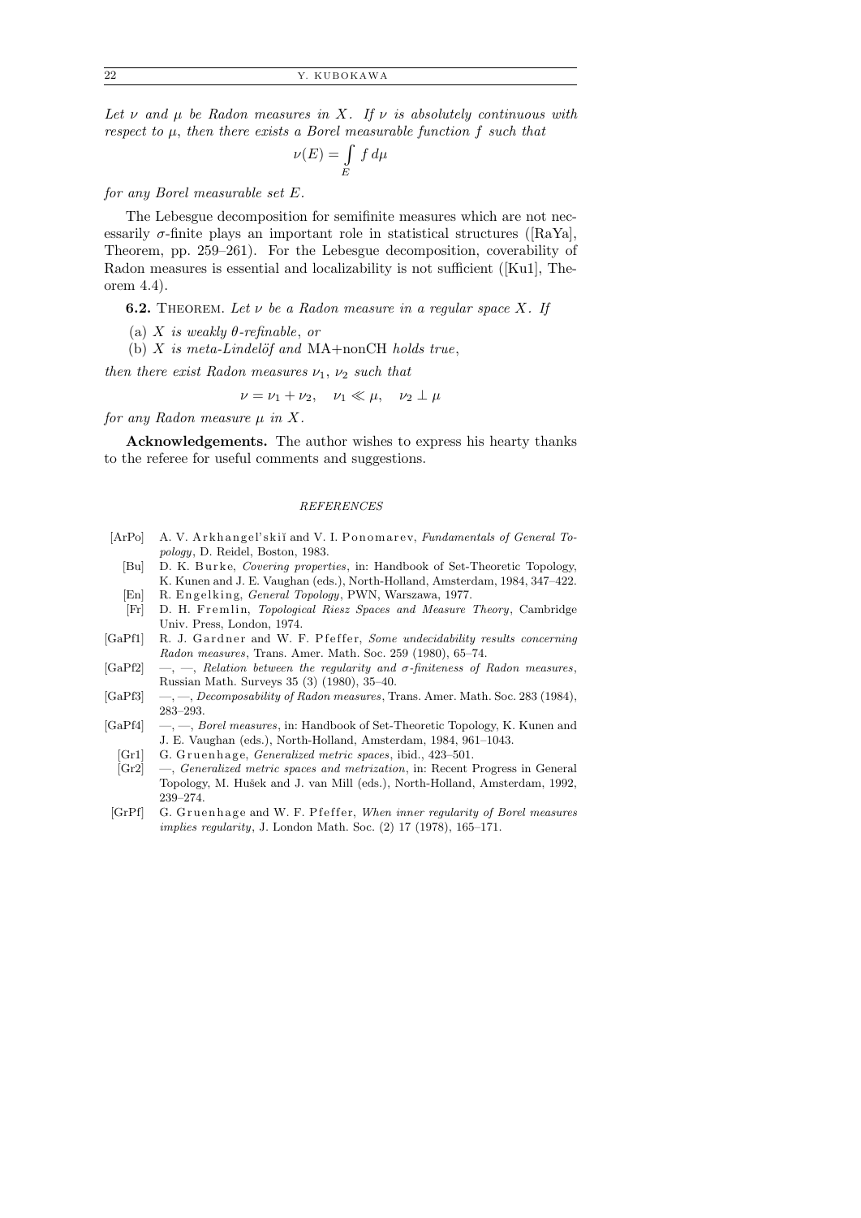*Let $\nu$ and $\mu$ be Radon measures in $X$. If $\nu$ is absolutely continuous with respect to $\mu$, then there exists a Borel measurable function $f$ such that*

$$\nu(E) = \int_E f\, d\mu$$

*for any Borel measurable set $E$.*

The Lebesgue decomposition for semifinite measures which are not necessarily $\sigma$-finite plays an important role in statistical structures ([RaYa], Theorem, pp. 259–261). For the Lebesgue decomposition, coverability of Radon measures is essential and localizability is not sufficient ([Ku1], Theorem 4.4).

**6.2.** Theorem. *Let $\nu$ be a Radon measure in a regular space $X$. If*

(a) *$X$ is weakly $\theta$-refinable*, *or*

(b) *$X$ is meta-Lindelöf and* MA+nonCH *holds true*,

*then there exist Radon measures $\nu_1$, $\nu_2$ such that*

$$\nu = \nu_1 + \nu_2, \quad \nu_1 \ll \mu, \quad \nu_2 \perp \mu$$

*for any Radon measure $\mu$ in $X$.*

**Acknowledgements.** The author wishes to express his hearty thanks to the referee for useful comments and suggestions.

## REFERENCES

[ArPo] A. V. Arkhangel'skiĭ and V. I. Ponomarev, *Fundamentals of General Topology*, D. Reidel, Boston, 1983.

[Bu] D. K. Burke, *Covering properties*, in: Handbook of Set-Theoretic Topology, K. Kunen and J. E. Vaughan (eds.), North-Holland, Amsterdam, 1984, 347–422.

[En] R. Engelking, *General Topology*, PWN, Warszawa, 1977.

[Fr] D. H. Fremlin, *Topological Riesz Spaces and Measure Theory*, Cambridge Univ. Press, London, 1974.

[GaPf1] R. J. Gardner and W. F. Pfeffer, *Some undecidability results concerning Radon measures*, Trans. Amer. Math. Soc. 259 (1980), 65–74.

[GaPf2] —, —, *Relation between the regularity and $\sigma$-finiteness of Radon measures*, Russian Math. Surveys 35 (3) (1980), 35–40.

[GaPf3] —, —, *Decomposability of Radon measures*, Trans. Amer. Math. Soc. 283 (1984), 283–293.

[GaPf4] —, —, *Borel measures*, in: Handbook of Set-Theoretic Topology, K. Kunen and J. E. Vaughan (eds.), North-Holland, Amsterdam, 1984, 961–1043.

[Gr1] G. Gruenhage, *Generalized metric spaces*, ibid., 423–501.

[Gr2] —, *Generalized metric spaces and metrization*, in: Recent Progress in General Topology, M. Hušek and J. van Mill (eds.), North-Holland, Amsterdam, 1992, 239–274.

[GrPf] G. Gruenhage and W. F. Pfeffer, *When inner regularity of Borel measures implies regularity*, J. London Math. Soc. (2) 17 (1978), 165–171.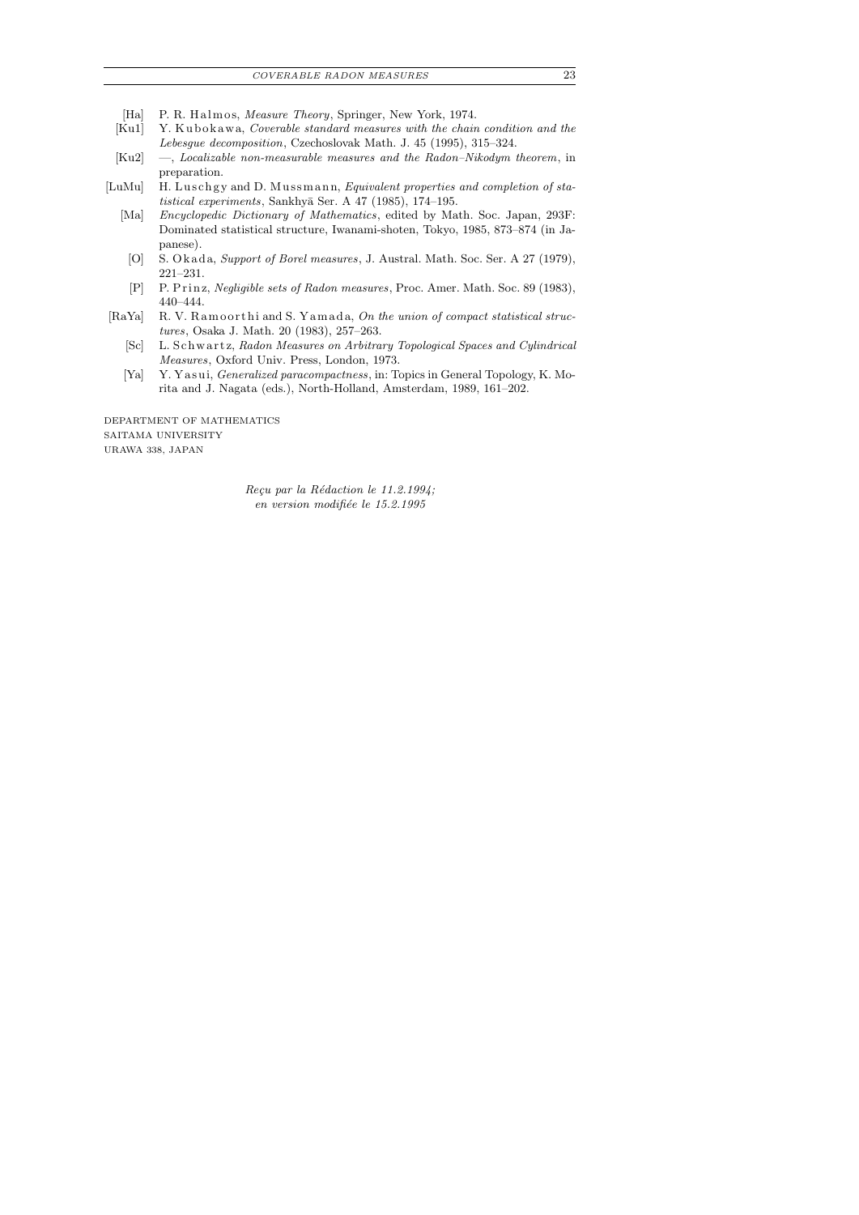[Ha] P. R. Halmos, *Measure Theory*, Springer, New York, 1974.

[Ku1] Y. Kubokawa, *Coverable standard measures with the chain condition and the Lebesgue decomposition*, Czechoslovak Math. J. 45 (1995), 315–324.

[Ku2] —, *Localizable non-measurable measures and the Radon–Nikodym theorem*, in preparation.

[LuMu] H. Luschgy and D. Mussmann, *Equivalent properties and completion of statistical experiments*, Sankhyā Ser. A 47 (1985), 174–195.

[Ma] *Encyclopedic Dictionary of Mathematics*, edited by Math. Soc. Japan, 293F: Dominated statistical structure, Iwanami-shoten, Tokyo, 1985, 873–874 (in Japanese).

[O] S. Okada, *Support of Borel measures*, J. Austral. Math. Soc. Ser. A 27 (1979), 221–231.

[P] P. Prinz, *Negligible sets of Radon measures*, Proc. Amer. Math. Soc. 89 (1983), 440–444.

[RaYa] R. V. Ramoorthi and S. Yamada, *On the union of compact statistical structures*, Osaka J. Math. 20 (1983), 257–263.

[Sc] L. Schwartz, *Radon Measures on Arbitrary Topological Spaces and Cylindrical Measures*, Oxford Univ. Press, London, 1973.

[Ya] Y. Yasui, *Generalized paracompactness*, in: Topics in General Topology, K. Morita and J. Nagata (eds.), North-Holland, Amsterdam, 1989, 161–202.

DEPARTMENT OF MATHEMATICS
SAITAMA UNIVERSITY
URAWA 338, JAPAN

*Reçu par la Rédaction le 11.2.1994;*
*en version modifiée le 15.2.1995*